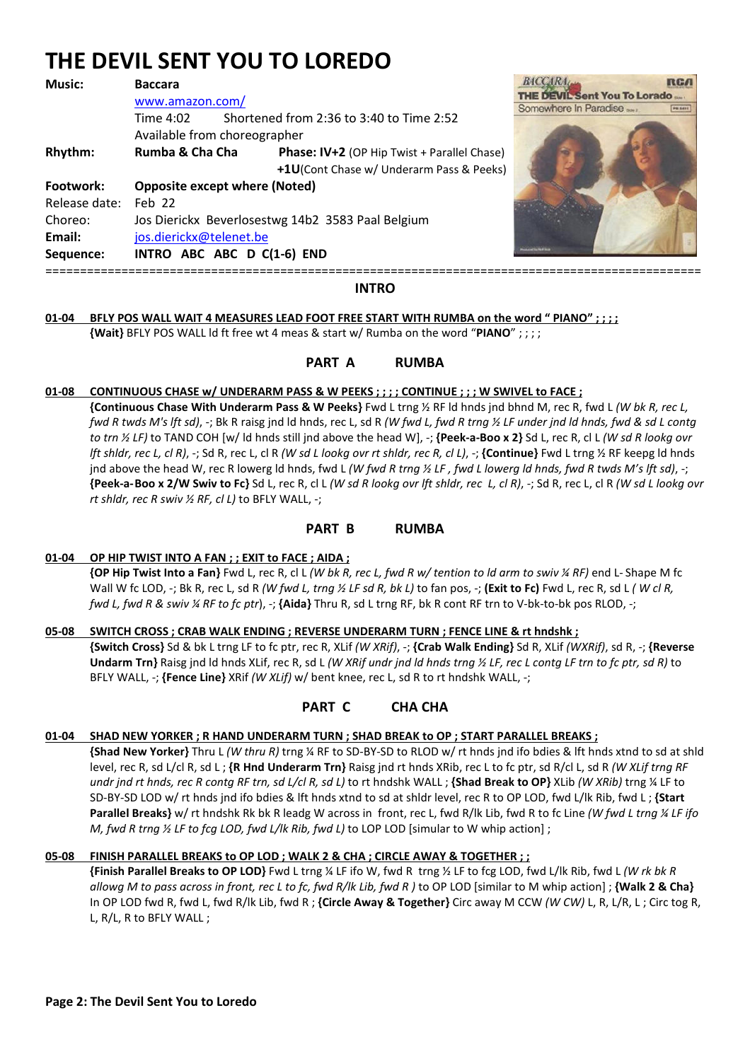# THE DEVIL SENT YOU TO LOREDO

**Music:** **Baccara**
www.amazon.com/
Time 4:02 Shortened from 2:36 to 3:40 to Time 2:52
Available from choreographer

**Rhythm:** **Rumba & Cha Cha** **Phase: IV+2** (OP Hip Twist + Parallel Chase)
**+1U**(Cont Chase w/ Underarm Pass & Peeks)

**Footwork:** **Opposite except where (Noted)**

Release date: Feb 22

Choreo: Jos Dierickx Beverlosestwg 14b2 3583 Paal Belgium

**Email:** jos.dierickx@telenet.be

**Sequence:** **INTRO ABC ABC D C(1-6) END**

==========================================================================================

## INTRO

**01-04 BFLY POS WALL WAIT 4 MEASURES LEAD FOOT FREE START WITH RUMBA on the word " PIANO" ; ; ; ;**
**{Wait}** BFLY POS WALL ld ft free wt 4 meas & start w/ Rumba on the word "**PIANO**" ; ; ; ;

## PART A RUMBA

**01-08 CONTINUOUS CHASE w/ UNDERARM PASS & W PEEKS ; ; ; ; CONTINUE ; ; ; W SWIVEL to FACE ;**
**{Continuous Chase With Underarm Pass & W Peeks}** Fwd L trng ½ RF ld hnds jnd bhnd M, rec R, fwd L *(W bk R, rec L, fwd R twds M's lft sd)*, -; Bk R raisg jnd ld hnds, rec L, sd R *(W fwd L, fwd R trng ½ LF under jnd ld hnds, fwd & sd L contg to trn ½ LF)* to TAND COH [w/ ld hnds still jnd above the head W], -; **{Peek-a-Boo x 2}** Sd L, rec R, cl L *(W sd R lookg ovr lft shldr, rec L, cl R)*, -; Sd R, rec L, cl R *(W sd L lookg ovr rt shldr, rec R, cl L)*, -; **{Continue}** Fwd L trng ½ RF keepg ld hnds jnd above the head W, rec R lowerg ld hnds, fwd L *(W fwd R trng ½ LF , fwd L lowerg ld hnds, fwd R twds M's lft sd)*, -; **{Peek-a-Boo x 2/W Swiv to Fc}** Sd L, rec R, cl L *(W sd R lookg ovr lft shldr, rec L, cl R)*, -; Sd R, rec L, cl R *(W sd L lookg ovr rt shldr, rec R swiv ½ RF, cl L)* to BFLY WALL, -;

## PART B RUMBA

**01-04 OP HIP TWIST INTO A FAN ; ; EXIT to FACE ; AIDA ;**
**{OP Hip Twist Into a Fan}** Fwd L, rec R, cl L *(W bk R, rec L, fwd R w/ tention to ld arm to swiv ¼ RF)* end L- Shape M fc Wall W fc LOD, -; Bk R, rec L, sd R *(W fwd L, trng ½ LF sd R, bk L)* to fan pos, -; **{Exit to Fc}** Fwd L, rec R, sd L *( W cl R, fwd L, fwd R & swiv ¼ RF to fc ptr)*, -; **{Aida}** Thru R, sd L trng RF, bk R cont RF trn to V-bk-to-bk pos RLOD, -;

**05-08 SWITCH CROSS ; CRAB WALK ENDING ; REVERSE UNDERARM TURN ; FENCE LINE & rt hndshk ;**
**{Switch Cross}** Sd & bk L trng LF to fc ptr, rec R, XLif *(W XRif)*, -; **{Crab Walk Ending}** Sd R, XLif *(WXRif)*, sd R, -; **{Reverse Undarm Trn}** Raisg jnd ld hnds XLif, rec R, sd L *(W XRif undr jnd ld hnds trng ½ LF, rec L contg LF trn to fc ptr, sd R)* to BFLY WALL, -; **{Fence Line}** XRif *(W XLif)* w/ bent knee, rec L, sd R to rt hndshk WALL, -;

## PART C CHA CHA

**01-04 SHAD NEW YORKER ; R HAND UNDERARM TURN ; SHAD BREAK to OP ; START PARALLEL BREAKS ;**
**{Shad New Yorker}** Thru L *(W thru R)* trng ¼ RF to SD-BY-SD to RLOD w/ rt hnds jnd ifo bdies & lft hnds xtnd to sd at shld level, rec R, sd L/cl R, sd L ; **{R Hnd Underarm Trn}** Raisg jnd rt hnds XRib, rec L to fc ptr, sd R/cl L, sd R *(W XLif trng RF undr jnd rt hnds, rec R contg RF trn, sd L/cl R, sd L)* to rt hndshk WALL ; **{Shad Break to OP}** XLib *(W XRib)* trng ¼ LF to SD-BY-SD LOD w/ rt hnds jnd ifo bdies & lft hnds xtnd to sd at shldr level, rec R to OP LOD, fwd L/lk Rib, fwd L ; **{Start Parallel Breaks}** w/ rt hndshk Rk bk R leadg W across in front, rec L, fwd R/lk Lib, fwd R to fc Line *(W fwd L trng ¼ LF ifo M, fwd R trng ½ LF to fcg LOD, fwd L/lk Rib, fwd L)* to LOP LOD [simular to W whip action] ;

**05-08 FINISH PARALLEL BREAKS to OP LOD ; WALK 2 & CHA ; CIRCLE AWAY & TOGETHER ; ;**
**{Finish Parallel Breaks to OP LOD}** Fwd L trng ¼ LF ifo W, fwd R trng ½ LF to fcg LOD, fwd L/lk Rib, fwd L *(W rk bk R allowg M to pass across in front, rec L to fc, fwd R/lk Lib, fwd R )* to OP LOD [similar to M whip action] ; **{Walk 2 & Cha}** In OP LOD fwd R, fwd L, fwd R/lk Lib, fwd R ; **{Circle Away & Together}** Circ away M CCW *(W CW)* L, R, L/R, L ; Circ tog R, L, R/L, R to BFLY WALL ;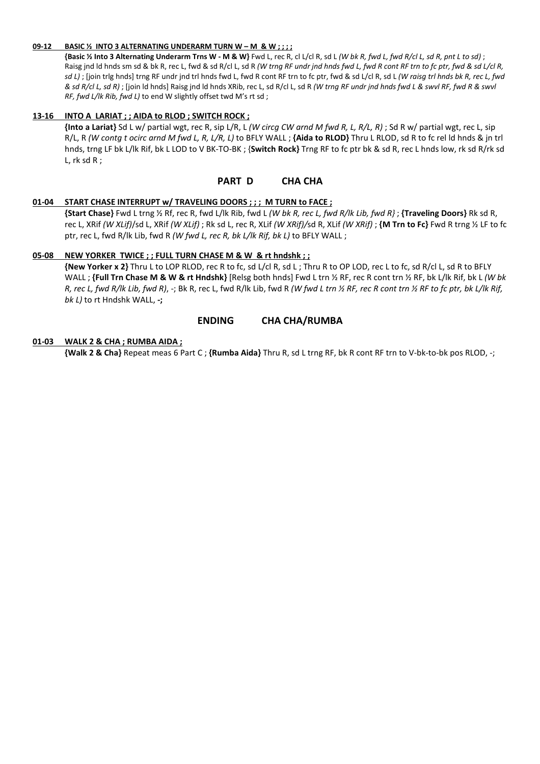**09-12 BASIC ½ INTO 3 ALTERNATING UNDERARM TURN W – M & W ; ; ; ;**

**{Basic ½ Into 3 Alternating Underarm Trns W - M & W}** Fwd L, rec R, cl L/cl R, sd L *(W bk R, fwd L, fwd R/cl L, sd R, pnt L to sd)* ; Raisg jnd ld hnds sm sd & bk R, rec L, fwd & sd R/cl L, sd R *(W trng RF undr jnd hnds fwd L, fwd R cont RF trn to fc ptr, fwd & sd L/cl R, sd L)* ; [join trlg hnds] trng RF undr jnd trl hnds fwd L, fwd R cont RF trn to fc ptr, fwd & sd L/cl R, sd L *(W raisg trl hnds bk R, rec L, fwd & sd R/cl L, sd R)* ; [join ld hnds] Raisg jnd ld hnds XRib, rec L, sd R/cl L, sd R *(W trng RF undr jnd hnds fwd L & swvl RF, fwd R & swvl RF, fwd L/lk Rib, fwd L)* to end W slightly offset twd M's rt sd ;

**13-16 INTO A LARIAT ; ; AIDA to RLOD ; SWITCH ROCK ;**

**{Into a Lariat}** Sd L w/ partial wgt, rec R, sip L/R, L *(W circg CW arnd M fwd R, L, R/L, R)* ; Sd R w/ partial wgt, rec L, sip R/L, R *(W contg t ocirc arnd M fwd L, R, L/R, L)* to BFLY WALL ; **{Aida to RLOD}** Thru L RLOD, sd R to fc rel ld hnds & jn trl hnds, trng LF bk L/lk Rif, bk L LOD to V BK-TO-BK ; {**Switch Rock}** Trng RF to fc ptr bk & sd R, rec L hnds low, rk sd R/rk sd L, rk sd R ;

## PART D CHA CHA

**01-04 START CHASE INTERRUPT w/ TRAVELING DOORS ; ; ; M TURN to FACE ;**

**{Start Chase}** Fwd L trng ½ Rf, rec R, fwd L/lk Rib, fwd L *(W bk R, rec L, fwd R/lk Lib, fwd R}* ; **{Traveling Doors}** Rk sd R, rec L, XRif *(W XLif)*/sd L, XRif *(W XLif)* ; Rk sd L, rec R, XLif *(W XRif)/*sd R, XLif *(W XRif)* ; **{M Trn to Fc}** Fwd R trng ½ LF to fc ptr, rec L, fwd R/lk Lib, fwd R *(W fwd L, rec R, bk L/lk Rif, bk L)* to BFLY WALL ;

**05-08 NEW YORKER TWICE ; ; FULL TURN CHASE M & W & rt hndshk ; ;**

**{New Yorker x 2}** Thru L to LOP RLOD, rec R to fc, sd L/cl R, sd L ; Thru R to OP LOD, rec L to fc, sd R/cl L, sd R to BFLY WALL ; **{Full Trn Chase M & W & rt Hndshk}** [Relsg both hnds] Fwd L trn ½ RF, rec R cont trn ½ RF, bk L/lk Rif, bk L *(W bk R, rec L, fwd R/lk Lib, fwd R)*, -; Bk R, rec L, fwd R/lk Lib, fwd R *(W fwd L trn ½ RF, rec R cont trn ½ RF to fc ptr, bk L/lk Rif, bk L)* to rt Hndshk WALL, **-;**

## ENDING CHA CHA/RUMBA

**01-03 WALK 2 & CHA ; RUMBA AIDA ;**

**{Walk 2 & Cha}** Repeat meas 6 Part C ; **{Rumba Aida}** Thru R, sd L trng RF, bk R cont RF trn to V-bk-to-bk pos RLOD, -;